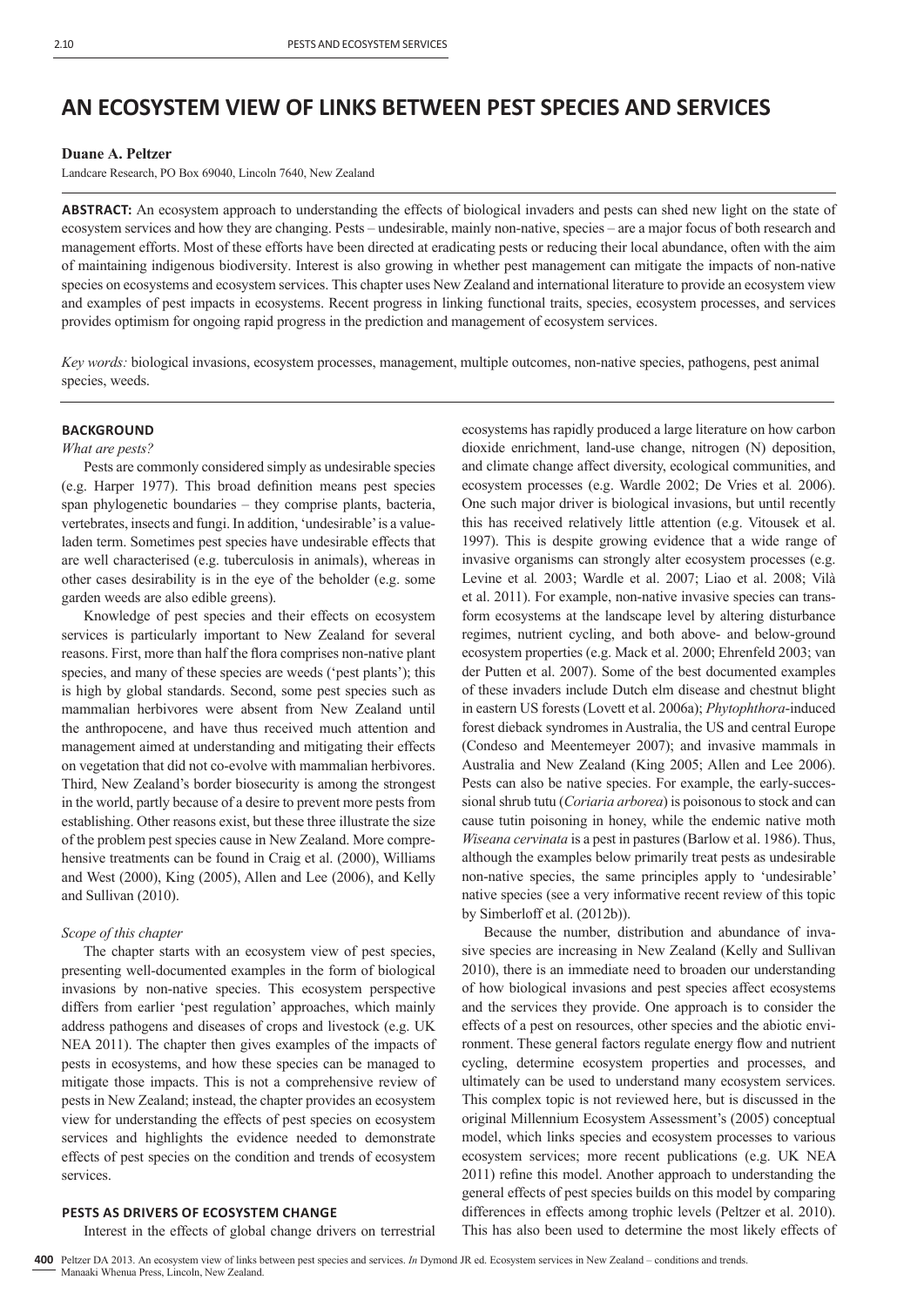# AN ECOSYSTEM VIEW OF LINKS BETWEEN PEST SPECIES AND SERVICES

**Duane A. Peltzer**

Landcare Research, PO Box 69040, Lincoln 7640, New Zealand

**ABSTRACT:** An ecosystem approach to understanding the effects of biological invaders and pests can shed new light on the state of ecosystem services and how they are changing. Pests – undesirable, mainly non-native, species – are a major focus of both research and management efforts. Most of these efforts have been directed at eradicating pests or reducing their local abundance, often with the aim of maintaining indigenous biodiversity. Interest is also growing in whether pest management can mitigate the impacts of non-native species on ecosystems and ecosystem services. This chapter uses New Zealand and international literature to provide an ecosystem view and examples of pest impacts in ecosystems. Recent progress in linking functional traits, species, ecosystem processes, and services provides optimism for ongoing rapid progress in the prediction and management of ecosystem services.

*Key words:* biological invasions, ecosystem processes, management, multiple outcomes, non-native species, pathogens, pest animal species, weeds.

## BACKGROUND

### *What are pests?*

Pests are commonly considered simply as undesirable species (e.g. Harper 1977). This broad definition means pest species span phylogenetic boundaries – they comprise plants, bacteria, vertebrates, insects and fungi. In addition, 'undesirable' is a value-laden term. Sometimes pest species have undesirable effects that are well characterised (e.g. tuberculosis in animals), whereas in other cases desirability is in the eye of the beholder (e.g. some garden weeds are also edible greens).

Knowledge of pest species and their effects on ecosystem services is particularly important to New Zealand for several reasons. First, more than half the flora comprises non-native plant species, and many of these species are weeds ('pest plants'); this is high by global standards. Second, some pest species such as mammalian herbivores were absent from New Zealand until the anthropocene, and have thus received much attention and management aimed at understanding and mitigating their effects on vegetation that did not co-evolve with mammalian herbivores. Third, New Zealand's border biosecurity is among the strongest in the world, partly because of a desire to prevent more pests from establishing. Other reasons exist, but these three illustrate the size of the problem pest species cause in New Zealand. More comprehensive treatments can be found in Craig et al. (2000), Williams and West (2000), King (2005), Allen and Lee (2006), and Kelly and Sullivan (2010).

### *Scope of this chapter*

The chapter starts with an ecosystem view of pest species, presenting well-documented examples in the form of biological invasions by non-native species. This ecosystem perspective differs from earlier 'pest regulation' approaches, which mainly address pathogens and diseases of crops and livestock (e.g. UK NEA 2011). The chapter then gives examples of the impacts of pests in ecosystems, and how these species can be managed to mitigate those impacts. This is not a comprehensive review of pests in New Zealand; instead, the chapter provides an ecosystem view for understanding the effects of pest species on ecosystem services and highlights the evidence needed to demonstrate effects of pest species on the condition and trends of ecosystem services.

## PESTS AS DRIVERS OF ECOSYSTEM CHANGE

Interest in the effects of global change drivers on terrestrial ecosystems has rapidly produced a large literature on how carbon dioxide enrichment, land-use change, nitrogen (N) deposition, and climate change affect diversity, ecological communities, and ecosystem processes (e.g. Wardle 2002; De Vries et al*.* 2006). One such major driver is biological invasions, but until recently this has received relatively little attention (e.g. Vitousek et al. 1997). This is despite growing evidence that a wide range of invasive organisms can strongly alter ecosystem processes (e.g. Levine et al*.* 2003; Wardle et al. 2007; Liao et al. 2008; Vilà et al. 2011). For example, non-native invasive species can transform ecosystems at the landscape level by altering disturbance regimes, nutrient cycling, and both above- and below-ground ecosystem properties (e.g. Mack et al. 2000; Ehrenfeld 2003; van der Putten et al. 2007). Some of the best documented examples of these invaders include Dutch elm disease and chestnut blight in eastern US forests (Lovett et al. 2006a); *Phytophthora*-induced forest dieback syndromes in Australia, the US and central Europe (Condeso and Meentemeyer 2007); and invasive mammals in Australia and New Zealand (King 2005; Allen and Lee 2006). Pests can also be native species. For example, the early-successional shrub tutu (*Coriaria arborea*) is poisonous to stock and can cause tutin poisoning in honey, while the endemic native moth *Wiseana cervinata* is a pest in pastures (Barlow et al. 1986). Thus, although the examples below primarily treat pests as undesirable non-native species, the same principles apply to 'undesirable' native species (see a very informative recent review of this topic by Simberloff et al. (2012b)).

Because the number, distribution and abundance of invasive species are increasing in New Zealand (Kelly and Sullivan 2010), there is an immediate need to broaden our understanding of how biological invasions and pest species affect ecosystems and the services they provide. One approach is to consider the effects of a pest on resources, other species and the abiotic environment. These general factors regulate energy flow and nutrient cycling, determine ecosystem properties and processes, and ultimately can be used to understand many ecosystem services. This complex topic is not reviewed here, but is discussed in the original Millennium Ecosystem Assessment's (2005) conceptual model, which links species and ecosystem processes to various ecosystem services; more recent publications (e.g. UK NEA 2011) refine this model. Another approach to understanding the general effects of pest species builds on this model by comparing differences in effects among trophic levels (Peltzer et al. 2010). This has also been used to determine the most likely effects of

Peltzer DA 2013. An ecosystem view of links between pest species and services. *In* Dymond JR ed. Ecosystem services in New Zealand – conditions and trends. Manaaki Whenua Press, Lincoln, New Zealand.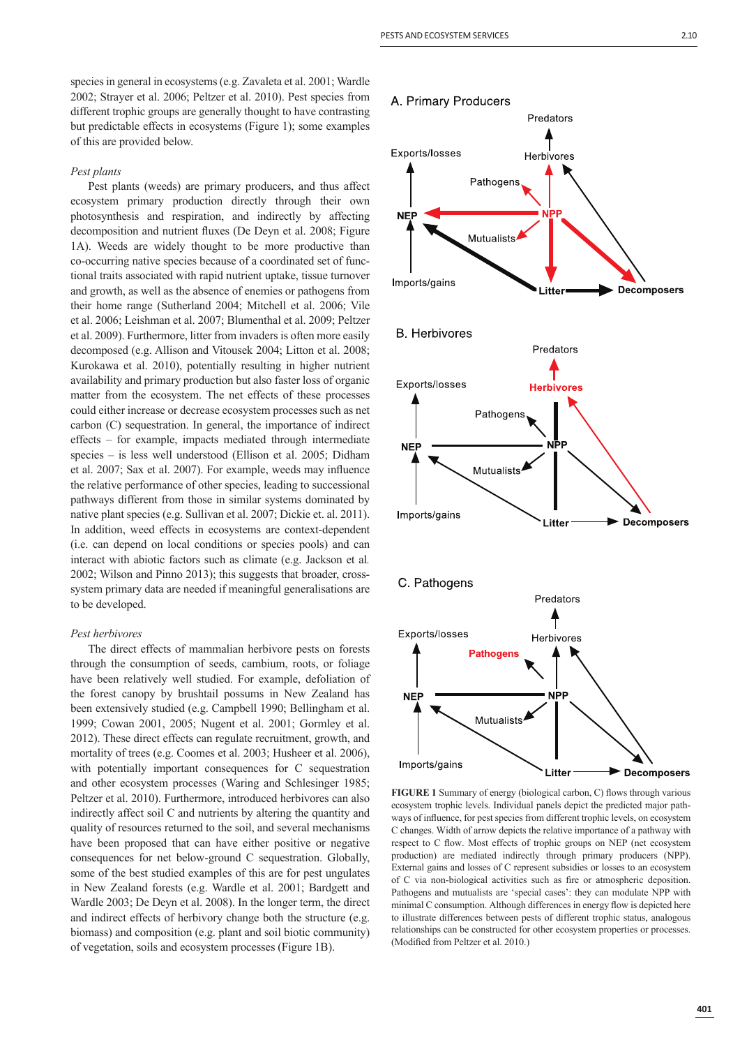species in general in ecosystems (e.g. Zavaleta et al. 2001; Wardle 2002; Strayer et al. 2006; Peltzer et al. 2010). Pest species from different trophic groups are generally thought to have contrasting but predictable effects in ecosystems (Figure 1); some examples of this are provided below.

*Pest plants*

Pest plants (weeds) are primary producers, and thus affect ecosystem primary production directly through their own photosynthesis and respiration, and indirectly by affecting decomposition and nutrient fluxes (De Deyn et al. 2008; Figure 1A). Weeds are widely thought to be more productive than co-occurring native species because of a coordinated set of functional traits associated with rapid nutrient uptake, tissue turnover and growth, as well as the absence of enemies or pathogens from their home range (Sutherland 2004; Mitchell et al. 2006; Vile et al. 2006; Leishman et al. 2007; Blumenthal et al. 2009; Peltzer et al. 2009). Furthermore, litter from invaders is often more easily decomposed (e.g. Allison and Vitousek 2004; Litton et al. 2008; Kurokawa et al. 2010), potentially resulting in higher nutrient availability and primary production but also faster loss of organic matter from the ecosystem. The net effects of these processes could either increase or decrease ecosystem processes such as net carbon (C) sequestration. In general, the importance of indirect effects – for example, impacts mediated through intermediate species – is less well understood (Ellison et al. 2005; Didham et al. 2007; Sax et al. 2007). For example, weeds may influence the relative performance of other species, leading to successional pathways different from those in similar systems dominated by native plant species (e.g. Sullivan et al. 2007; Dickie et. al. 2011). In addition, weed effects in ecosystems are context-dependent (i.e. can depend on local conditions or species pools) and can interact with abiotic factors such as climate (e.g. Jackson et al. 2002; Wilson and Pinno 2013); this suggests that broader, cross-system primary data are needed if meaningful generalisations are to be developed.

*Pest herbivores*

The direct effects of mammalian herbivore pests on forests through the consumption of seeds, cambium, roots, or foliage have been relatively well studied. For example, defoliation of the forest canopy by brushtail possums in New Zealand has been extensively studied (e.g. Campbell 1990; Bellingham et al. 1999; Cowan 2001, 2005; Nugent et al. 2001; Gormley et al. 2012). These direct effects can regulate recruitment, growth, and mortality of trees (e.g. Coomes et al. 2003; Husheer et al. 2006), with potentially important consequences for C sequestration and other ecosystem processes (Waring and Schlesinger 1985; Peltzer et al. 2010). Furthermore, introduced herbivores can also indirectly affect soil C and nutrients by altering the quantity and quality of resources returned to the soil, and several mechanisms have been proposed that can have either positive or negative consequences for net below-ground C sequestration. Globally, some of the best studied examples of this are for pest ungulates in New Zealand forests (e.g. Wardle et al. 2001; Bardgett and Wardle 2003; De Deyn et al. 2008). In the longer term, the direct and indirect effects of herbivory change both the structure (e.g. biomass) and composition (e.g. plant and soil biotic community) of vegetation, soils and ecosystem processes (Figure 1B).

**FIGURE 1** Summary of energy (biological carbon, C) flows through various ecosystem trophic levels. Individual panels depict the predicted major pathways of influence, for pest species from different trophic levels, on ecosystem C changes. Width of arrow depicts the relative importance of a pathway with respect to C flow. Most effects of trophic groups on NEP (net ecosystem production) are mediated indirectly through primary producers (NPP). External gains and losses of C represent subsidies or losses to an ecosystem of C via non-biological activities such as fire or atmospheric deposition. Pathogens and mutualists are 'special cases': they can modulate NPP with minimal C consumption. Although differences in energy flow is depicted here to illustrate differences between pests of different trophic status, analogous relationships can be constructed for other ecosystem properties or processes. (Modified from Peltzer et al. 2010.)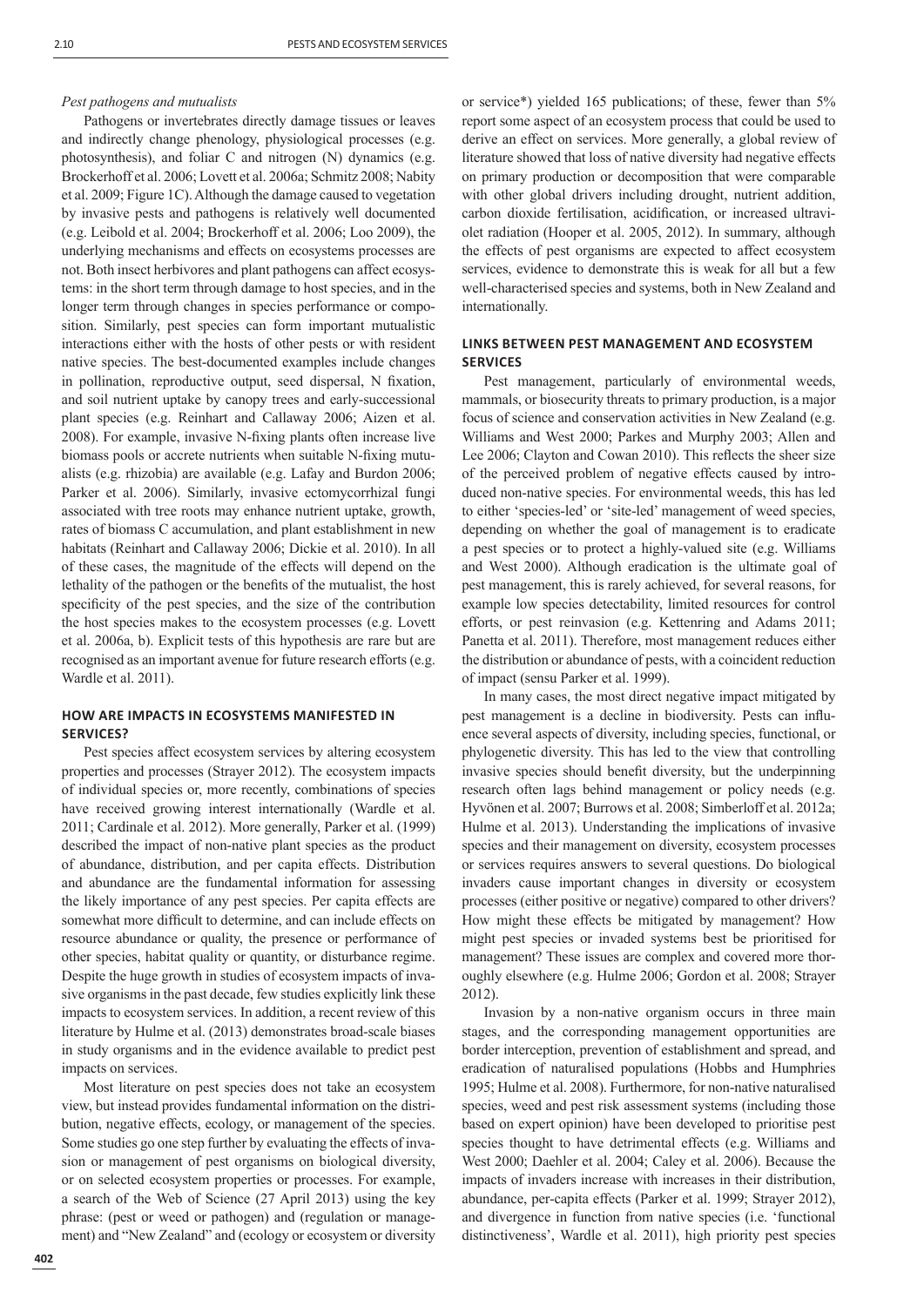*Pest pathogens and mutualists*

Pathogens or invertebrates directly damage tissues or leaves and indirectly change phenology, physiological processes (e.g. photosynthesis), and foliar C and nitrogen (N) dynamics (e.g. Brockerhoff et al. 2006; Lovett et al. 2006a; Schmitz 2008; Nabity et al. 2009; Figure 1C). Although the damage caused to vegetation by invasive pests and pathogens is relatively well documented (e.g. Leibold et al. 2004; Brockerhoff et al. 2006; Loo 2009), the underlying mechanisms and effects on ecosystems processes are not. Both insect herbivores and plant pathogens can affect ecosystems: in the short term through damage to host species, and in the longer term through changes in species performance or composition. Similarly, pest species can form important mutualistic interactions either with the hosts of other pests or with resident native species. The best-documented examples include changes in pollination, reproductive output, seed dispersal, N fixation, and soil nutrient uptake by canopy trees and early-successional plant species (e.g. Reinhart and Callaway 2006; Aizen et al. 2008). For example, invasive N-fixing plants often increase live biomass pools or accrete nutrients when suitable N-fixing mutualists (e.g. rhizobia) are available (e.g. Lafay and Burdon 2006; Parker et al. 2006). Similarly, invasive ectomycorrhizal fungi associated with tree roots may enhance nutrient uptake, growth, rates of biomass C accumulation, and plant establishment in new habitats (Reinhart and Callaway 2006; Dickie et al. 2010). In all of these cases, the magnitude of the effects will depend on the lethality of the pathogen or the benefits of the mutualist, the host specificity of the pest species, and the size of the contribution the host species makes to the ecosystem processes (e.g. Lovett et al. 2006a, b). Explicit tests of this hypothesis are rare but are recognised as an important avenue for future research efforts (e.g. Wardle et al. 2011).

## HOW ARE IMPACTS IN ECOSYSTEMS MANIFESTED IN SERVICES?

Pest species affect ecosystem services by altering ecosystem properties and processes (Strayer 2012). The ecosystem impacts of individual species or, more recently, combinations of species have received growing interest internationally (Wardle et al. 2011; Cardinale et al. 2012). More generally, Parker et al. (1999) described the impact of non-native plant species as the product of abundance, distribution, and per capita effects. Distribution and abundance are the fundamental information for assessing the likely importance of any pest species. Per capita effects are somewhat more difficult to determine, and can include effects on resource abundance or quality, the presence or performance of other species, habitat quality or quantity, or disturbance regime. Despite the huge growth in studies of ecosystem impacts of invasive organisms in the past decade, few studies explicitly link these impacts to ecosystem services. In addition, a recent review of this literature by Hulme et al. (2013) demonstrates broad-scale biases in study organisms and in the evidence available to predict pest impacts on services.

Most literature on pest species does not take an ecosystem view, but instead provides fundamental information on the distribution, negative effects, ecology, or management of the species. Some studies go one step further by evaluating the effects of invasion or management of pest organisms on biological diversity, or on selected ecosystem properties or processes. For example, a search of the Web of Science (27 April 2013) using the key phrase: (pest or weed or pathogen) and (regulation or management) and "New Zealand" and (ecology or ecosystem or diversity or service*) yielded 165 publications; of these, fewer than 5% report some aspect of an ecosystem process that could be used to derive an effect on services. More generally, a global review of literature showed that loss of native diversity had negative effects on primary production or decomposition that were comparable with other global drivers including drought, nutrient addition, carbon dioxide fertilisation, acidification, or increased ultraviolet radiation (Hooper et al. 2005, 2012). In summary, although the effects of pest organisms are expected to affect ecosystem services, evidence to demonstrate this is weak for all but a few well-characterised species and systems, both in New Zealand and internationally.

## LINKS BETWEEN PEST MANAGEMENT AND ECOSYSTEM SERVICES

Pest management, particularly of environmental weeds, mammals, or biosecurity threats to primary production, is a major focus of science and conservation activities in New Zealand (e.g. Williams and West 2000; Parkes and Murphy 2003; Allen and Lee 2006; Clayton and Cowan 2010). This reflects the sheer size of the perceived problem of negative effects caused by introduced non-native species. For environmental weeds, this has led to either 'species-led' or 'site-led' management of weed species, depending on whether the goal of management is to eradicate a pest species or to protect a highly-valued site (e.g. Williams and West 2000). Although eradication is the ultimate goal of pest management, this is rarely achieved, for several reasons, for example low species detectability, limited resources for control efforts, or pest reinvasion (e.g. Kettenring and Adams 2011; Panetta et al. 2011). Therefore, most management reduces either the distribution or abundance of pests, with a coincident reduction of impact (sensu Parker et al. 1999).

In many cases, the most direct negative impact mitigated by pest management is a decline in biodiversity. Pests can influence several aspects of diversity, including species, functional, or phylogenetic diversity. This has led to the view that controlling invasive species should benefit diversity, but the underpinning research often lags behind management or policy needs (e.g. Hyvönen et al. 2007; Burrows et al. 2008; Simberloff et al. 2012a; Hulme et al. 2013). Understanding the implications of invasive species and their management on diversity, ecosystem processes or services requires answers to several questions. Do biological invaders cause important changes in diversity or ecosystem processes (either positive or negative) compared to other drivers? How might these effects be mitigated by management? How might pest species or invaded systems best be prioritised for management? These issues are complex and covered more thoroughly elsewhere (e.g. Hulme 2006; Gordon et al. 2008; Strayer 2012).

Invasion by a non-native organism occurs in three main stages, and the corresponding management opportunities are border interception, prevention of establishment and spread, and eradication of naturalised populations (Hobbs and Humphries 1995; Hulme et al. 2008). Furthermore, for non-native naturalised species, weed and pest risk assessment systems (including those based on expert opinion) have been developed to prioritise pest species thought to have detrimental effects (e.g. Williams and West 2000; Daehler et al. 2004; Caley et al. 2006). Because the impacts of invaders increase with increases in their distribution, abundance, per-capita effects (Parker et al. 1999; Strayer 2012), and divergence in function from native species (i.e. 'functional distinctiveness', Wardle et al. 2011), high priority pest species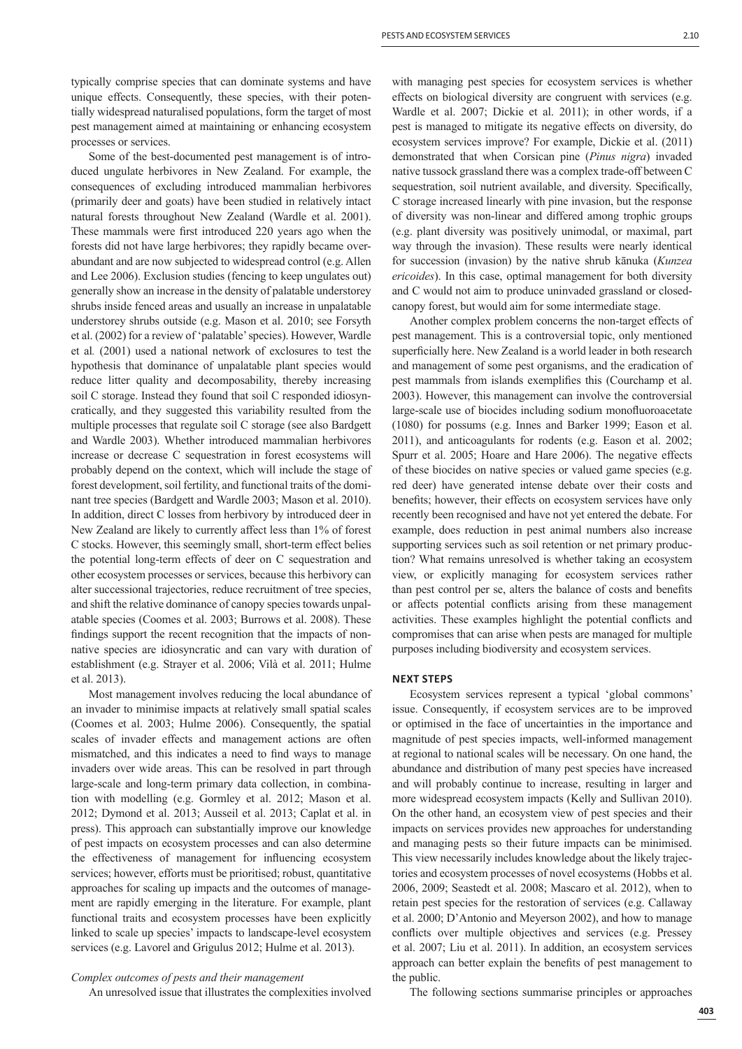typically comprise species that can dominate systems and have unique effects. Consequently, these species, with their potentially widespread naturalised populations, form the target of most pest management aimed at maintaining or enhancing ecosystem processes or services.

Some of the best-documented pest management is of introduced ungulate herbivores in New Zealand. For example, the consequences of excluding introduced mammalian herbivores (primarily deer and goats) have been studied in relatively intact natural forests throughout New Zealand (Wardle et al. 2001). These mammals were first introduced 220 years ago when the forests did not have large herbivores; they rapidly became overabundant and are now subjected to widespread control (e.g. Allen and Lee 2006). Exclusion studies (fencing to keep ungulates out) generally show an increase in the density of palatable understorey shrubs inside fenced areas and usually an increase in unpalatable understorey shrubs outside (e.g. Mason et al. 2010; see Forsyth et al. (2002) for a review of 'palatable' species). However, Wardle et al*.* (2001) used a national network of exclosures to test the hypothesis that dominance of unpalatable plant species would reduce litter quality and decomposability, thereby increasing soil C storage. Instead they found that soil C responded idiosyncratically, and they suggested this variability resulted from the multiple processes that regulate soil C storage (see also Bardgett and Wardle 2003). Whether introduced mammalian herbivores increase or decrease C sequestration in forest ecosystems will probably depend on the context, which will include the stage of forest development, soil fertility, and functional traits of the dominant tree species (Bardgett and Wardle 2003; Mason et al. 2010). In addition, direct C losses from herbivory by introduced deer in New Zealand are likely to currently affect less than 1% of forest C stocks. However, this seemingly small, short-term effect belies the potential long-term effects of deer on C sequestration and other ecosystem processes or services, because this herbivory can alter successional trajectories, reduce recruitment of tree species, and shift the relative dominance of canopy species towards unpalatable species (Coomes et al. 2003; Burrows et al. 2008). These findings support the recent recognition that the impacts of non-native species are idiosyncratic and can vary with duration of establishment (e.g. Strayer et al. 2006; Vilà et al. 2011; Hulme et al. 2013).

Most management involves reducing the local abundance of an invader to minimise impacts at relatively small spatial scales (Coomes et al. 2003; Hulme 2006). Consequently, the spatial scales of invader effects and management actions are often mismatched, and this indicates a need to find ways to manage invaders over wide areas. This can be resolved in part through large-scale and long-term primary data collection, in combination with modelling (e.g. Gormley et al. 2012; Mason et al. 2012; Dymond et al. 2013; Ausseil et al. 2013; Caplat et al. in press). This approach can substantially improve our knowledge of pest impacts on ecosystem processes and can also determine the effectiveness of management for influencing ecosystem services; however, efforts must be prioritised; robust, quantitative approaches for scaling up impacts and the outcomes of management are rapidly emerging in the literature. For example, plant functional traits and ecosystem processes have been explicitly linked to scale up species' impacts to landscape-level ecosystem services (e.g. Lavorel and Grigulus 2012; Hulme et al. 2013).

*Complex outcomes of pests and their management*

An unresolved issue that illustrates the complexities involved with managing pest species for ecosystem services is whether effects on biological diversity are congruent with services (e.g. Wardle et al. 2007; Dickie et al. 2011); in other words, if a pest is managed to mitigate its negative effects on diversity, do ecosystem services improve? For example, Dickie et al. (2011) demonstrated that when Corsican pine (*Pinus nigra*) invaded native tussock grassland there was a complex trade-off between C sequestration, soil nutrient available, and diversity. Specifically, C storage increased linearly with pine invasion, but the response of diversity was non-linear and differed among trophic groups (e.g. plant diversity was positively unimodal, or maximal, part way through the invasion). These results were nearly identical for succession (invasion) by the native shrub kānuka (*Kunzea ericoides*). In this case, optimal management for both diversity and C would not aim to produce uninvaded grassland or closed-canopy forest, but would aim for some intermediate stage.

Another complex problem concerns the non-target effects of pest management. This is a controversial topic, only mentioned superficially here. New Zealand is a world leader in both research and management of some pest organisms, and the eradication of pest mammals from islands exemplifies this (Courchamp et al. 2003). However, this management can involve the controversial large-scale use of biocides including sodium monofluoroacetate (1080) for possums (e.g. Innes and Barker 1999; Eason et al. 2011), and anticoagulants for rodents (e.g. Eason et al. 2002; Spurr et al. 2005; Hoare and Hare 2006). The negative effects of these biocides on native species or valued game species (e.g. red deer) have generated intense debate over their costs and benefits; however, their effects on ecosystem services have only recently been recognised and have not yet entered the debate. For example, does reduction in pest animal numbers also increase supporting services such as soil retention or net primary production? What remains unresolved is whether taking an ecosystem view, or explicitly managing for ecosystem services rather than pest control per se, alters the balance of costs and benefits or affects potential conflicts arising from these management activities. These examples highlight the potential conflicts and compromises that can arise when pests are managed for multiple purposes including biodiversity and ecosystem services.

## NEXT STEPS

Ecosystem services represent a typical 'global commons' issue. Consequently, if ecosystem services are to be improved or optimised in the face of uncertainties in the importance and magnitude of pest species impacts, well-informed management at regional to national scales will be necessary. On one hand, the abundance and distribution of many pest species have increased and will probably continue to increase, resulting in larger and more widespread ecosystem impacts (Kelly and Sullivan 2010). On the other hand, an ecosystem view of pest species and their impacts on services provides new approaches for understanding and managing pests so their future impacts can be minimised. This view necessarily includes knowledge about the likely trajectories and ecosystem processes of novel ecosystems (Hobbs et al. 2006, 2009; Seastedt et al. 2008; Mascaro et al. 2012), when to retain pest species for the restoration of services (e.g. Callaway et al. 2000; D'Antonio and Meyerson 2002), and how to manage conflicts over multiple objectives and services (e.g. Pressey et al. 2007; Liu et al. 2011). In addition, an ecosystem services approach can better explain the benefits of pest management to the public.

The following sections summarise principles or approaches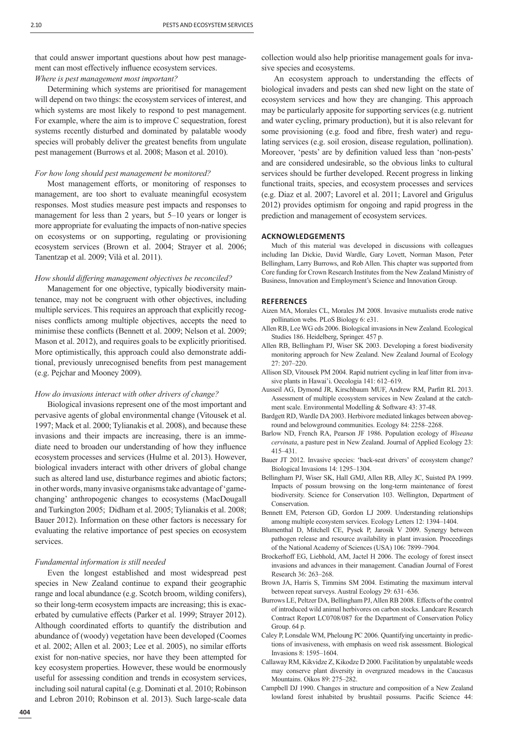that could answer important questions about how pest management can most effectively influence ecosystem services.

*Where is pest management most important?*

Determining which systems are prioritised for management will depend on two things: the ecosystem services of interest, and which systems are most likely to respond to pest management. For example, where the aim is to improve C sequestration, forest systems recently disturbed and dominated by palatable woody species will probably deliver the greatest benefits from ungulate pest management (Burrows et al. 2008; Mason et al. 2010).

*For how long should pest management be monitored?*

Most management efforts, or monitoring of responses to management, are too short to evaluate meaningful ecosystem responses. Most studies measure pest impacts and responses to management for less than 2 years, but 5–10 years or longer is more appropriate for evaluating the impacts of non-native species on ecosystems or on supporting, regulating or provisioning ecosystem services (Brown et al. 2004; Strayer et al. 2006; Tanentzap et al. 2009; Vilà et al. 2011).

*How should differing management objectives be reconciled?*

Management for one objective, typically biodiversity maintenance, may not be congruent with other objectives, including multiple services. This requires an approach that explicitly recognises conflicts among multiple objectives, accepts the need to minimise these conflicts (Bennett et al. 2009; Nelson et al. 2009; Mason et al. 2012), and requires goals to be explicitly prioritised. More optimistically, this approach could also demonstrate additional, previously unrecognised benefits from pest management (e.g. Pejchar and Mooney 2009).

*How do invasions interact with other drivers of change?*

Biological invasions represent one of the most important and pervasive agents of global environmental change (Vitousek et al. 1997; Mack et al. 2000; Tylianakis et al. 2008), and because these invasions and their impacts are increasing, there is an immediate need to broaden our understanding of how they influence ecosystem processes and services (Hulme et al. 2013). However, biological invaders interact with other drivers of global change such as altered land use, disturbance regimes and abiotic factors; in other words, many invasive organisms take advantage of 'game-changing' anthropogenic changes to ecosystems (MacDougall and Turkington 2005; Didham et al. 2005; Tylianakis et al. 2008; Bauer 2012). Information on these other factors is necessary for evaluating the relative importance of pest species on ecosystem services.

*Fundamental information is still needed*

Even the longest established and most widespread pest species in New Zealand continue to expand their geographic range and local abundance (e.g. Scotch broom, wilding conifers), so their long-term ecosystem impacts are increasing; this is exacerbated by cumulative effects (Parker et al. 1999; Strayer 2012). Although coordinated efforts to quantify the distribution and abundance of (woody) vegetation have been developed (Coomes et al. 2002; Allen et al. 2003; Lee et al. 2005), no similar efforts exist for non-native species, nor have they been attempted for key ecosystem properties. However, these would be enormously useful for assessing condition and trends in ecosystem services, including soil natural capital (e.g. Dominati et al. 2010; Robinson and Lebron 2010; Robinson et al. 2013). Such large-scale data collection would also help prioritise management goals for invasive species and ecosystems.

An ecosystem approach to understanding the effects of biological invaders and pests can shed new light on the state of ecosystem services and how they are changing. This approach may be particularly apposite for supporting services (e.g. nutrient and water cycling, primary production), but it is also relevant for some provisioning (e.g. food and fibre, fresh water) and regulating services (e.g. soil erosion, disease regulation, pollination). Moreover, 'pests' are by definition valued less than 'non-pests' and are considered undesirable, so the obvious links to cultural services should be further developed. Recent progress in linking functional traits, species, and ecosystem processes and services (e.g. Diaz et al. 2007; Lavorel et al. 2011; Lavorel and Grigulus 2012) provides optimism for ongoing and rapid progress in the prediction and management of ecosystem services.

## ACKNOWLEDGEMENTS

Much of this material was developed in discussions with colleagues including Ian Dickie, David Wardle, Gary Lovett, Norman Mason, Peter Bellingham, Larry Burrows, and Rob Allen. This chapter was supported from Core funding for Crown Research Institutes from the New Zealand Ministry of Business, Innovation and Employment's Science and Innovation Group.

## REFERENCES

Aizen MA, Morales CL, Morales JM 2008. Invasive mutualists erode native pollination webs. PLoS Biology 6: e31.

Allen RB, Lee WG eds 2006. Biological invasions in New Zealand. Ecological Studies 186. Heidelberg, Springer. 457 p.

Allen RB, Bellingham PJ, Wiser SK 2003. Developing a forest biodiversity monitoring approach for New Zealand. New Zealand Journal of Ecology 27: 207–220.

Allison SD, Vitousek PM 2004. Rapid nutrient cycling in leaf litter from invasive plants in Hawai'i. Oecologia 141: 612–619.

Ausseil AG, Dymond JR, Kirschbaum MUF, Andrew RM, Parfitt RL 2013. Assessment of multiple ecosystem services in New Zealand at the catchment scale. Environmental Modelling & Software 43: 37-48.

Bardgett RD, Wardle DA 2003. Herbivore mediated linkages between aboveground and belowground communities. Ecology 84: 2258–2268.

Barlow ND, French RA, Pearson JF 1986. Population ecology of *Wiseana cervinata*, a pasture pest in New Zealand. Journal of Applied Ecology 23: 415–431.

Bauer JT 2012. Invasive species: 'back-seat drivers' of ecosystem change? Biological Invasions 14: 1295–1304.

Bellingham PJ, Wiser SK, Hall GMJ, Allen RB, Alley JC, Suisted PA 1999. Impacts of possum browsing on the long-term maintenance of forest biodiversity. Science for Conservation 103. Wellington, Department of Conservation.

Bennett EM, Peterson GD, Gordon LJ 2009. Understanding relationships among multiple ecosystem services. Ecology Letters 12: 1394–1404.

Blumenthal D, Mitchell CE, Pysek P, Jarosik V 2009. Synergy between pathogen release and resource availability in plant invasion. Proceedings of the National Academy of Sciences (USA) 106: 7899–7904.

Brockerhoff EG, Liebhold, AM, Jactel H 2006. The ecology of forest insect invasions and advances in their management. Canadian Journal of Forest Research 36: 263–268.

Brown JA, Harris S, Timmins SM 2004. Estimating the maximum interval between repeat surveys. Austral Ecology 29: 631–636.

Burrows LE, Peltzer DA, Bellingham PJ, Allen RB 2008. Effects of the control of introduced wild animal herbivores on carbon stocks. Landcare Research Contract Report LC0708/087 for the Department of Conservation Policy Group. 64 p.

Caley P, Lonsdale WM, Pheloung PC 2006. Quantifying uncertainty in predictions of invasiveness, with emphasis on weed risk assessment. Biological Invasions 8: 1595–1604.

Callaway RM, Kikvidze Z, Kikodze D 2000. Facilitation by unpalatable weeds may conserve plant diversity in overgrazed meadows in the Caucasus Mountains. Oikos 89: 275–282.

Campbell DJ 1990. Changes in structure and composition of a New Zealand lowland forest inhabited by brushtail possums. Pacific Science 44: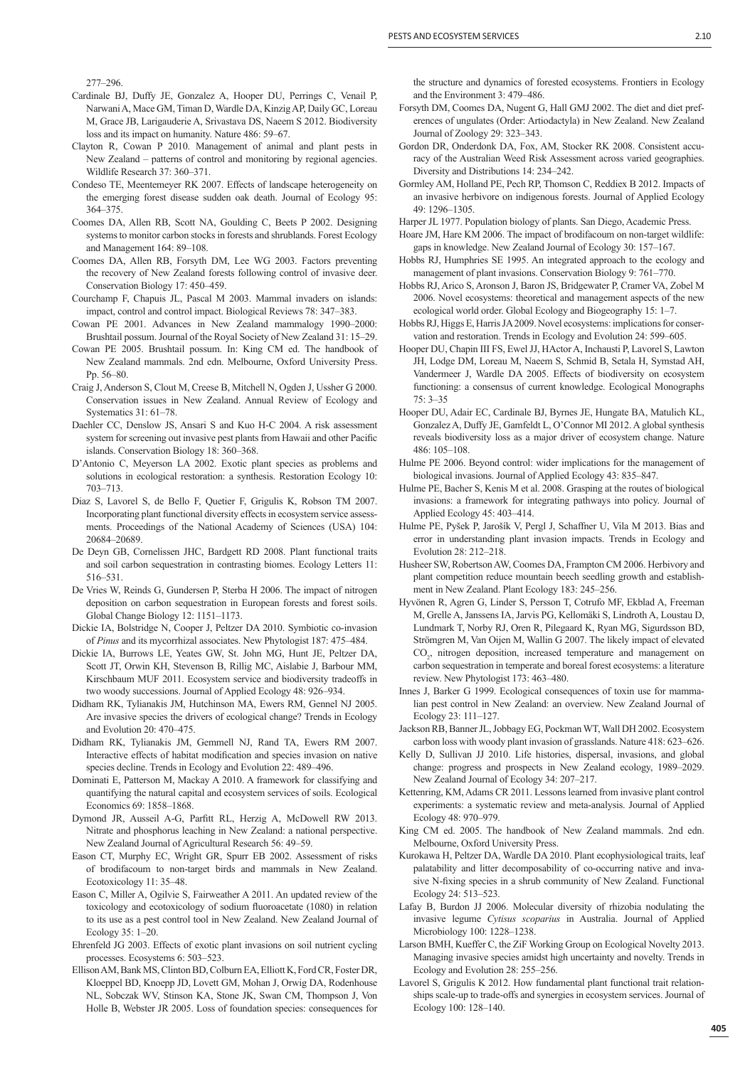277–296.

Cardinale BJ, Duffy JE, Gonzalez A, Hooper DU, Perrings C, Venail P, Narwani A, Mace GM, Timan D, Wardle DA, Kinzig AP, Daily GC, Loreau M, Grace JB, Larigauderie A, Srivastava DS, Naeem S 2012. Biodiversity loss and its impact on humanity. Nature 486: 59–67.

Clayton R, Cowan P 2010. Management of animal and plant pests in New Zealand – patterns of control and monitoring by regional agencies. Wildlife Research 37: 360–371.

Condeso TE, Meentemeyer RK 2007. Effects of landscape heterogeneity on the emerging forest disease sudden oak death. Journal of Ecology 95: 364–375.

Coomes DA, Allen RB, Scott NA, Goulding C, Beets P 2002. Designing systems to monitor carbon stocks in forests and shrublands. Forest Ecology and Management 164: 89–108.

Coomes DA, Allen RB, Forsyth DM, Lee WG 2003. Factors preventing the recovery of New Zealand forests following control of invasive deer. Conservation Biology 17: 450–459.

Courchamp F, Chapuis JL, Pascal M 2003. Mammal invaders on islands: impact, control and control impact. Biological Reviews 78: 347–383.

Cowan PE 2001. Advances in New Zealand mammalogy 1990–2000: Brushtail possum. Journal of the Royal Society of New Zealand 31: 15–29.

Cowan PE 2005. Brushtail possum. In: King CM ed. The handbook of New Zealand mammals. 2nd edn. Melbourne, Oxford University Press. Pp. 56–80.

Craig J, Anderson S, Clout M, Creese B, Mitchell N, Ogden J, Ussher G 2000. Conservation issues in New Zealand. Annual Review of Ecology and Systematics 31: 61–78.

Daehler CC, Denslow JS, Ansari S and Kuo H-C 2004. A risk assessment system for screening out invasive pest plants from Hawaii and other Pacific islands. Conservation Biology 18: 360–368.

D'Antonio C, Meyerson LA 2002. Exotic plant species as problems and solutions in ecological restoration: a synthesis. Restoration Ecology 10: 703–713.

Diaz S, Lavorel S, de Bello F, Quetier F, Grigulis K, Robson TM 2007. Incorporating plant functional diversity effects in ecosystem service assessments. Proceedings of the National Academy of Sciences (USA) 104: 20684–20689.

De Deyn GB, Cornelissen JHC, Bardgett RD 2008. Plant functional traits and soil carbon sequestration in contrasting biomes. Ecology Letters 11: 516–531.

De Vries W, Reinds G, Gundersen P, Sterba H 2006. The impact of nitrogen deposition on carbon sequestration in European forests and forest soils. Global Change Biology 12: 1151–1173.

Dickie IA, Bolstridge N, Cooper J, Peltzer DA 2010. Symbiotic co-invasion of *Pinus* and its mycorrhizal associates. New Phytologist 187: 475–484.

Dickie IA, Burrows LE, Yeates GW, St. John MG, Hunt JE, Peltzer DA, Scott JT, Orwin KH, Stevenson B, Rillig MC, Aislabie J, Barbour MM, Kirschbaum MUF 2011. Ecosystem service and biodiversity tradeoffs in two woody successions. Journal of Applied Ecology 48: 926–934.

Didham RK, Tylianakis JM, Hutchinson MA, Ewers RM, Gennel NJ 2005. Are invasive species the drivers of ecological change? Trends in Ecology and Evolution 20: 470–475.

Didham RK, Tylianakis JM, Gemmell NJ, Rand TA, Ewers RM 2007. Interactive effects of habitat modification and species invasion on native species decline. Trends in Ecology and Evolution 22: 489–496.

Dominati E, Patterson M, Mackay A 2010. A framework for classifying and quantifying the natural capital and ecosystem services of soils. Ecological Economics 69: 1858–1868.

Dymond JR, Ausseil A-G, Parfitt RL, Herzig A, McDowell RW 2013. Nitrate and phosphorus leaching in New Zealand: a national perspective. New Zealand Journal of Agricultural Research 56: 49–59.

Eason CT, Murphy EC, Wright GR, Spurr EB 2002. Assessment of risks of brodifacoum to non-target birds and mammals in New Zealand. Ecotoxicology 11: 35–48.

Eason C, Miller A, Ogilvie S, Fairweather A 2011. An updated review of the toxicology and ecotoxicology of sodium fluoroacetate (1080) in relation to its use as a pest control tool in New Zealand. New Zealand Journal of Ecology 35: 1–20.

Ehrenfeld JG 2003. Effects of exotic plant invasions on soil nutrient cycling processes. Ecosystems 6: 503–523.

Ellison AM, Bank MS, Clinton BD, Colburn EA, Elliott K, Ford CR, Foster DR, Kloeppel BD, Knoepp JD, Lovett GM, Mohan J, Orwig DA, Rodenhouse NL, Sobczak WV, Stinson KA, Stone JK, Swan CM, Thompson J, Von Holle B, Webster JR 2005. Loss of foundation species: consequences for the structure and dynamics of forested ecosystems. Frontiers in Ecology and the Environment 3: 479–486.

Forsyth DM, Coomes DA, Nugent G, Hall GMJ 2002. The diet and diet preferences of ungulates (Order: Artiodactyla) in New Zealand. New Zealand Journal of Zoology 29: 323–343.

Gordon DR, Onderdonk DA, Fox, AM, Stocker RK 2008. Consistent accuracy of the Australian Weed Risk Assessment across varied geographies. Diversity and Distributions 14: 234–242.

Gormley AM, Holland PE, Pech RP, Thomson C, Reddiex B 2012. Impacts of an invasive herbivore on indigenous forests. Journal of Applied Ecology 49: 1296–1305.

Harper JL 1977. Population biology of plants. San Diego, Academic Press.

Hoare JM, Hare KM 2006. The impact of brodifacoum on non-target wildlife: gaps in knowledge. New Zealand Journal of Ecology 30: 157–167.

Hobbs RJ, Humphries SE 1995. An integrated approach to the ecology and management of plant invasions. Conservation Biology 9: 761–770.

Hobbs RJ, Arico S, Aronson J, Baron JS, Bridgewater P, Cramer VA, Zobel M 2006. Novel ecosystems: theoretical and management aspects of the new ecological world order. Global Ecology and Biogeography 15: 1–7.

Hobbs RJ, Higgs E, Harris JA 2009. Novel ecosystems: implications for conservation and restoration. Trends in Ecology and Evolution 24: 599–605.

Hooper DU, Chapin III FS, Ewel JJ, HActor A, Inchausti P, Lavorel S, Lawton JH, Lodge DM, Loreau M, Naeem S, Schmid B, Setala H, Symstad AH, Vandermeer J, Wardle DA 2005. Effects of biodiversity on ecosystem functioning: a consensus of current knowledge. Ecological Monographs 75: 3–35

Hooper DU, Adair EC, Cardinale BJ, Byrnes JE, Hungate BA, Matulich KL, Gonzalez A, Duffy JE, Gamfeldt L, O'Connor MI 2012. A global synthesis reveals biodiversity loss as a major driver of ecosystem change. Nature 486: 105–108.

Hulme PE 2006. Beyond control: wider implications for the management of biological invasions. Journal of Applied Ecology 43: 835–847.

Hulme PE, Bacher S, Kenis M et al. 2008. Grasping at the routes of biological invasions: a framework for integrating pathways into policy. Journal of Applied Ecology 45: 403–414.

Hulme PE, Pyšek P, Jarošík V, Pergl J, Schaffner U, Vila M 2013. Bias and error in understanding plant invasion impacts. Trends in Ecology and Evolution 28: 212–218.

Husheer SW, Robertson AW, Coomes DA, Frampton CM 2006. Herbivory and plant competition reduce mountain beech seedling growth and establishment in New Zealand. Plant Ecology 183: 245–256.

Hyvönen R, Agren G, Linder S, Persson T, Cotrufo MF, Ekblad A, Freeman M, Grelle A, Janssens IA, Jarvis PG, Kellomäki S, Lindroth A, Loustau D, Lundmark T, Norby RJ, Oren R, Pilegaard K, Ryan MG, Sigurdsson BD, Strömgren M, Van Oijen M, Wallin G 2007. The likely impact of elevated $CO_2$, nitrogen deposition, increased temperature and management on carbon sequestration in temperate and boreal forest ecosystems: a literature review. New Phytologist 173: 463–480.

Innes J, Barker G 1999. Ecological consequences of toxin use for mammalian pest control in New Zealand: an overview. New Zealand Journal of Ecology 23: 111–127.

Jackson RB, Banner JL, Jobbagy EG, Pockman WT, Wall DH 2002. Ecosystem carbon loss with woody plant invasion of grasslands. Nature 418: 623–626.

Kelly D, Sullivan JJ 2010. Life histories, dispersal, invasions, and global change: progress and prospects in New Zealand ecology, 1989–2029. New Zealand Journal of Ecology 34: 207–217.

Kettenring, KM, Adams CR 2011. Lessons learned from invasive plant control experiments: a systematic review and meta-analysis. Journal of Applied Ecology 48: 970–979.

King CM ed. 2005. The handbook of New Zealand mammals. 2nd edn. Melbourne, Oxford University Press.

Kurokawa H, Peltzer DA, Wardle DA 2010. Plant ecophysiological traits, leaf palatability and litter decomposability of co-occurring native and invasive N-fixing species in a shrub community of New Zealand. Functional Ecology 24: 513–523.

Lafay B, Burdon JJ 2006. Molecular diversity of rhizobia nodulating the invasive legume *Cytisus scoparius* in Australia. Journal of Applied Microbiology 100: 1228–1238.

Larson BMH, Kueffer C, the ZiF Working Group on Ecological Novelty 2013. Managing invasive species amidst high uncertainty and novelty. Trends in Ecology and Evolution 28: 255–256.

Lavorel S, Grigulis K 2012. How fundamental plant functional trait relationships scale-up to trade-offs and synergies in ecosystem services. Journal of Ecology 100: 128–140.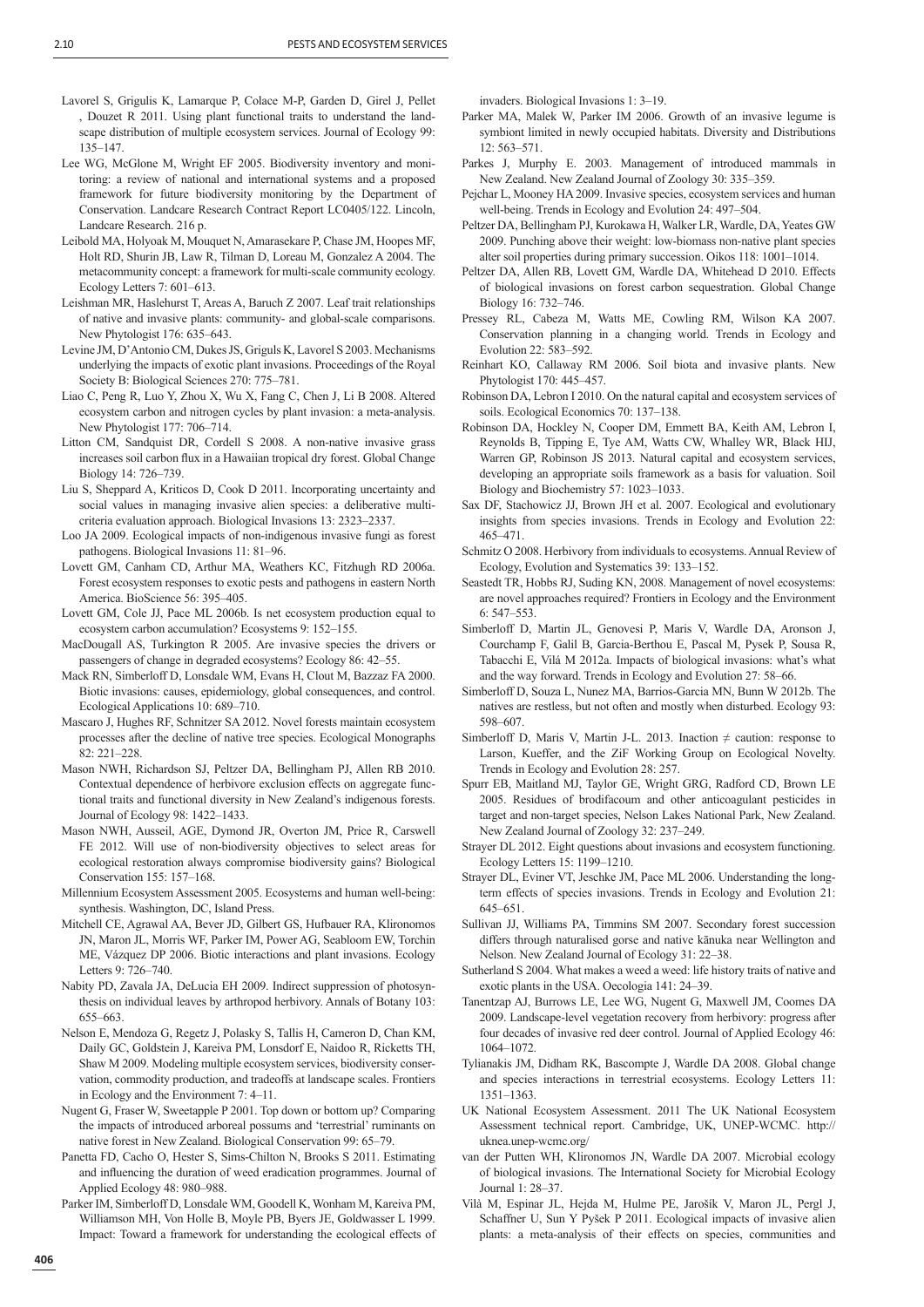Lavorel S, Grigulis K, Lamarque P, Colace M-P, Garden D, Girel J, Pellet , Douzet R 2011. Using plant functional traits to understand the landscape distribution of multiple ecosystem services. Journal of Ecology 99: 135–147.

Lee WG, McGlone M, Wright EF 2005. Biodiversity inventory and monitoring: a review of national and international systems and a proposed framework for future biodiversity monitoring by the Department of Conservation. Landcare Research Contract Report LC0405/122. Lincoln, Landcare Research. 216 p.

Leibold MA, Holyoak M, Mouquet N, Amarasekare P, Chase JM, Hoopes MF, Holt RD, Shurin JB, Law R, Tilman D, Loreau M, Gonzalez A 2004. The metacommunity concept: a framework for multi-scale community ecology. Ecology Letters 7: 601–613.

Leishman MR, Haslehurst T, Areas A, Baruch Z 2007. Leaf trait relationships of native and invasive plants: community- and global-scale comparisons. New Phytologist 176: 635–643.

Levine JM, D'Antonio CM, Dukes JS, Griguls K, Lavorel S 2003. Mechanisms underlying the impacts of exotic plant invasions. Proceedings of the Royal Society B: Biological Sciences 270: 775–781.

Liao C, Peng R, Luo Y, Zhou X, Wu X, Fang C, Chen J, Li B 2008. Altered ecosystem carbon and nitrogen cycles by plant invasion: a meta-analysis. New Phytologist 177: 706–714.

Litton CM, Sandquist DR, Cordell S 2008. A non-native invasive grass increases soil carbon flux in a Hawaiian tropical dry forest. Global Change Biology 14: 726–739.

Liu S, Sheppard A, Kriticos D, Cook D 2011. Incorporating uncertainty and social values in managing invasive alien species: a deliberative multicriteria evaluation approach. Biological Invasions 13: 2323–2337.

Loo JA 2009. Ecological impacts of non-indigenous invasive fungi as forest pathogens. Biological Invasions 11: 81–96.

Lovett GM, Canham CD, Arthur MA, Weathers KC, Fitzhugh RD 2006a. Forest ecosystem responses to exotic pests and pathogens in eastern North America. BioScience 56: 395–405.

Lovett GM, Cole JJ, Pace ML 2006b. Is net ecosystem production equal to ecosystem carbon accumulation? Ecosystems 9: 152–155.

MacDougall AS, Turkington R 2005. Are invasive species the drivers or passengers of change in degraded ecosystems? Ecology 86: 42–55.

Mack RN, Simberloff D, Lonsdale WM, Evans H, Clout M, Bazzaz FA 2000. Biotic invasions: causes, epidemiology, global consequences, and control. Ecological Applications 10: 689–710.

Mascaro J, Hughes RF, Schnitzer SA 2012. Novel forests maintain ecosystem processes after the decline of native tree species. Ecological Monographs 82: 221–228.

Mason NWH, Richardson SJ, Peltzer DA, Bellingham PJ, Allen RB 2010. Contextual dependence of herbivore exclusion effects on aggregate functional traits and functional diversity in New Zealand's indigenous forests. Journal of Ecology 98: 1422–1433.

Mason NWH, Ausseil, AGE, Dymond JR, Overton JM, Price R, Carswell FE 2012. Will use of non-biodiversity objectives to select areas for ecological restoration always compromise biodiversity gains? Biological Conservation 155: 157–168.

Millennium Ecosystem Assessment 2005. Ecosystems and human well-being: synthesis. Washington, DC, Island Press.

Mitchell CE, Agrawal AA, Bever JD, Gilbert GS, Hufbauer RA, Klironomos JN, Maron JL, Morris WF, Parker IM, Power AG, Seabloom EW, Torchin ME, Vázquez DP 2006. Biotic interactions and plant invasions. Ecology Letters 9: 726–740.

Nabity PD, Zavala JA, DeLucia EH 2009. Indirect suppression of photosynthesis on individual leaves by arthropod herbivory. Annals of Botany 103: 655–663.

Nelson E, Mendoza G, Regetz J, Polasky S, Tallis H, Cameron D, Chan KM, Daily GC, Goldstein J, Kareiva PM, Lonsdorf E, Naidoo R, Ricketts TH, Shaw M 2009. Modeling multiple ecosystem services, biodiversity conservation, commodity production, and tradeoffs at landscape scales. Frontiers in Ecology and the Environment 7: 4–11.

Nugent G, Fraser W, Sweetapple P 2001. Top down or bottom up? Comparing the impacts of introduced arboreal possums and 'terrestrial' ruminants on native forest in New Zealand. Biological Conservation 99: 65–79.

Panetta FD, Cacho O, Hester S, Sims-Chilton N, Brooks S 2011. Estimating and influencing the duration of weed eradication programmes. Journal of Applied Ecology 48: 980–988.

Parker IM, Simberloff D, Lonsdale WM, Goodell K, Wonham M, Kareiva PM, Williamson MH, Von Holle B, Moyle PB, Byers JE, Goldwasser L 1999. Impact: Toward a framework for understanding the ecological effects of invaders. Biological Invasions 1: 3–19.

Parker MA, Malek W, Parker IM 2006. Growth of an invasive legume is symbiont limited in newly occupied habitats. Diversity and Distributions 12: 563–571.

Parkes J, Murphy E. 2003. Management of introduced mammals in New Zealand. New Zealand Journal of Zoology 30: 335–359.

Pejchar L, Mooney HA 2009. Invasive species, ecosystem services and human well-being. Trends in Ecology and Evolution 24: 497–504.

Peltzer DA, Bellingham PJ, Kurokawa H, Walker LR, Wardle, DA, Yeates GW 2009. Punching above their weight: low-biomass non-native plant species alter soil properties during primary succession. Oikos 118: 1001–1014.

Peltzer DA, Allen RB, Lovett GM, Wardle DA, Whitehead D 2010. Effects of biological invasions on forest carbon sequestration. Global Change Biology 16: 732–746.

Pressey RL, Cabeza M, Watts ME, Cowling RM, Wilson KA 2007. Conservation planning in a changing world. Trends in Ecology and Evolution 22: 583–592.

Reinhart KO, Callaway RM 2006. Soil biota and invasive plants. New Phytologist 170: 445–457.

Robinson DA, Lebron I 2010. On the natural capital and ecosystem services of soils. Ecological Economics 70: 137–138.

Robinson DA, Hockley N, Cooper DM, Emmett BA, Keith AM, Lebron I, Reynolds B, Tipping E, Tye AM, Watts CW, Whalley WR, Black HIJ, Warren GP, Robinson JS 2013. Natural capital and ecosystem services, developing an appropriate soils framework as a basis for valuation. Soil Biology and Biochemistry 57: 1023–1033.

Sax DF, Stachowicz JJ, Brown JH et al. 2007. Ecological and evolutionary insights from species invasions. Trends in Ecology and Evolution 22: 465–471.

Schmitz O 2008. Herbivory from individuals to ecosystems. Annual Review of Ecology, Evolution and Systematics 39: 133–152.

Seastedt TR, Hobbs RJ, Suding KN, 2008. Management of novel ecosystems: are novel approaches required? Frontiers in Ecology and the Environment 6: 547–553.

Simberloff D, Martin JL, Genovesi P, Maris V, Wardle DA, Aronson J, Courchamp F, Galil B, Garcia-Berthou E, Pascal M, Pysek P, Sousa R, Tabacchi E, Vilá M 2012a. Impacts of biological invasions: what's what and the way forward. Trends in Ecology and Evolution 27: 58–66.

Simberloff D, Souza L, Nunez MA, Barrios-Garcia MN, Bunn W 2012b. The natives are restless, but not often and mostly when disturbed. Ecology 93: 598–607.

Simberloff D, Maris V, Martin J-L. 2013. Inaction ≠ caution: response to Larson, Kueffer, and the ZiF Working Group on Ecological Novelty. Trends in Ecology and Evolution 28: 257.

Spurr EB, Maitland MJ, Taylor GE, Wright GRG, Radford CD, Brown LE 2005. Residues of brodifacoum and other anticoagulant pesticides in target and non-target species, Nelson Lakes National Park, New Zealand. New Zealand Journal of Zoology 32: 237–249.

Strayer DL 2012. Eight questions about invasions and ecosystem functioning. Ecology Letters 15: 1199–1210.

Strayer DL, Eviner VT, Jeschke JM, Pace ML 2006. Understanding the long-term effects of species invasions. Trends in Ecology and Evolution 21: 645–651.

Sullivan JJ, Williams PA, Timmins SM 2007. Secondary forest succession differs through naturalised gorse and native kānuka near Wellington and Nelson. New Zealand Journal of Ecology 31: 22–38.

Sutherland S 2004. What makes a weed a weed: life history traits of native and exotic plants in the USA. Oecologia 141: 24–39.

Tanentzap AJ, Burrows LE, Lee WG, Nugent G, Maxwell JM, Coomes DA 2009. Landscape-level vegetation recovery from herbivory: progress after four decades of invasive red deer control. Journal of Applied Ecology 46: 1064–1072.

Tylianakis JM, Didham RK, Bascompte J, Wardle DA 2008. Global change and species interactions in terrestrial ecosystems. Ecology Letters 11: 1351–1363.

UK National Ecosystem Assessment. 2011 The UK National Ecosystem Assessment technical report. Cambridge, UK, UNEP-WCMC. http://uknea.unep-wcmc.org/

van der Putten WH, Klironomos JN, Wardle DA 2007. Microbial ecology of biological invasions. The International Society for Microbial Ecology Journal 1: 28–37.

Vilà M, Espinar JL, Hejda M, Hulme PE, Jarošík V, Maron JL, Pergl J, Schaffner U, Sun Y Pyšek P 2011. Ecological impacts of invasive alien plants: a meta-analysis of their effects on species, communities and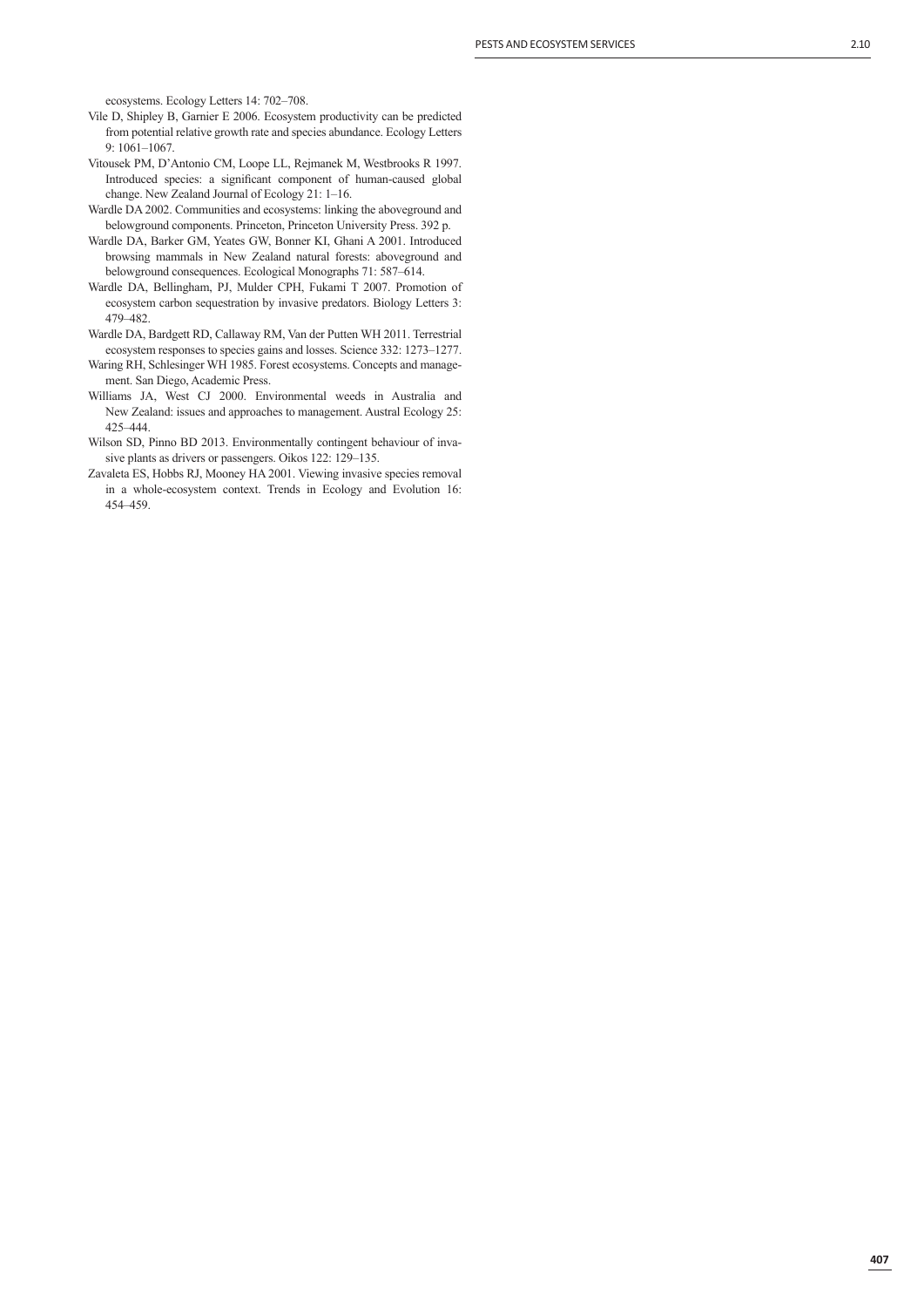ecosystems. Ecology Letters 14: 702–708.

Vile D, Shipley B, Garnier E 2006. Ecosystem productivity can be predicted from potential relative growth rate and species abundance. Ecology Letters 9: 1061–1067.

Vitousek PM, D'Antonio CM, Loope LL, Rejmanek M, Westbrooks R 1997. Introduced species: a significant component of human-caused global change. New Zealand Journal of Ecology 21: 1–16.

Wardle DA 2002. Communities and ecosystems: linking the aboveground and belowground components. Princeton, Princeton University Press. 392 p.

Wardle DA, Barker GM, Yeates GW, Bonner KI, Ghani A 2001. Introduced browsing mammals in New Zealand natural forests: aboveground and belowground consequences. Ecological Monographs 71: 587–614.

Wardle DA, Bellingham, PJ, Mulder CPH, Fukami T 2007. Promotion of ecosystem carbon sequestration by invasive predators. Biology Letters 3: 479–482.

Wardle DA, Bardgett RD, Callaway RM, Van der Putten WH 2011. Terrestrial ecosystem responses to species gains and losses. Science 332: 1273–1277.

Waring RH, Schlesinger WH 1985. Forest ecosystems. Concepts and management. San Diego, Academic Press.

Williams JA, West CJ 2000. Environmental weeds in Australia and New Zealand: issues and approaches to management. Austral Ecology 25: 425–444.

Wilson SD, Pinno BD 2013. Environmentally contingent behaviour of invasive plants as drivers or passengers. Oikos 122: 129–135.

Zavaleta ES, Hobbs RJ, Mooney HA 2001. Viewing invasive species removal in a whole-ecosystem context. Trends in Ecology and Evolution 16: 454–459.